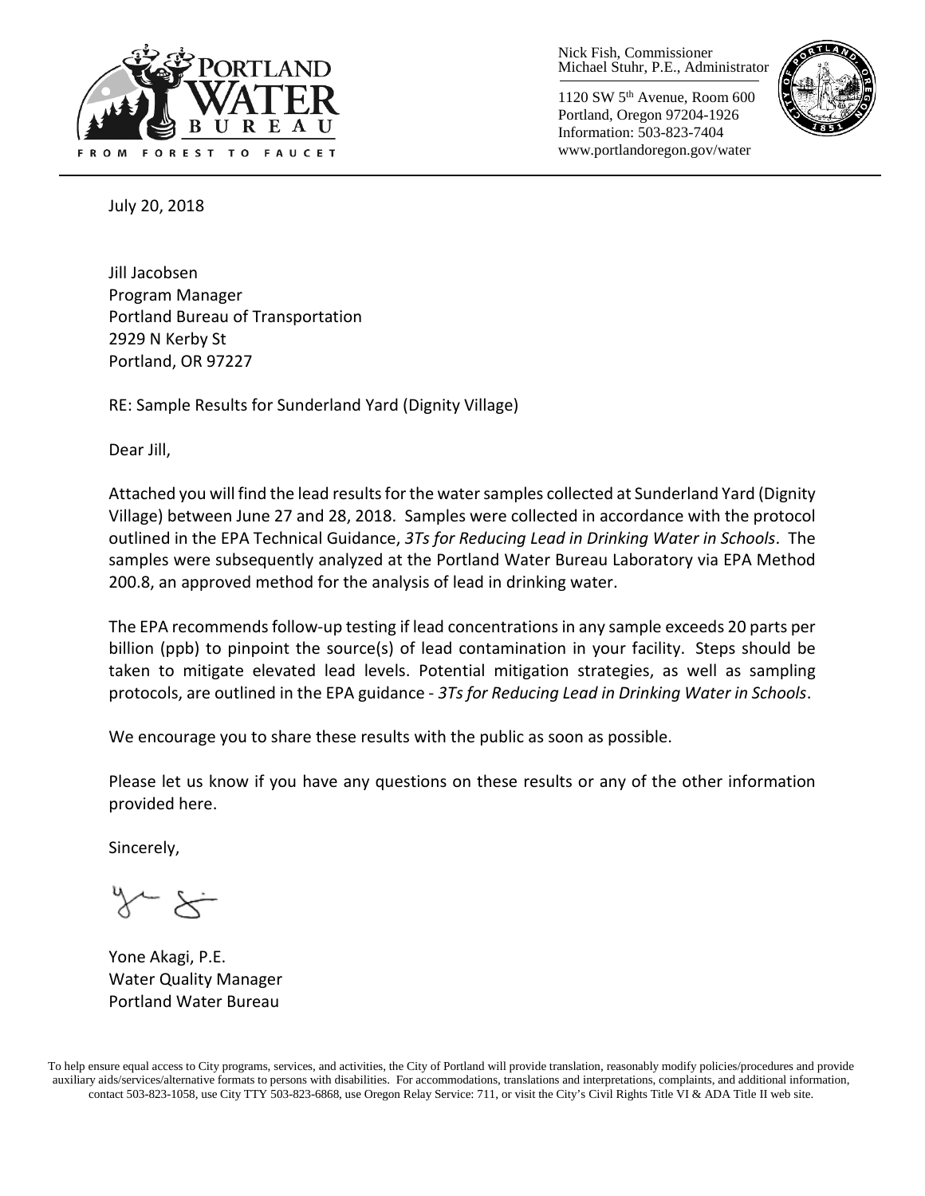Nick Fish, Commissioner
Michael Stuhr, P.E., Administrator

1120 SW 5th Avenue, Room 600
Portland, Oregon 97204-1926
Information: 503-823-7404
www.portlandoregon.gov/water

PORTLAND WATER BUREAU

FROM FOREST TO FAUCET

July 20, 2018

Jill Jacobsen
Program Manager
Portland Bureau of Transportation
2929 N Kerby St
Portland, OR 97227

RE: Sample Results for Sunderland Yard (Dignity Village)

Dear Jill,

Attached you will find the lead results for the water samples collected at Sunderland Yard (Dignity Village) between June 27 and 28, 2018. Samples were collected in accordance with the protocol outlined in the EPA Technical Guidance, *3Ts for Reducing Lead in Drinking Water in Schools*. The samples were subsequently analyzed at the Portland Water Bureau Laboratory via EPA Method 200.8, an approved method for the analysis of lead in drinking water.

The EPA recommends follow-up testing if lead concentrations in any sample exceeds 20 parts per billion (ppb) to pinpoint the source(s) of lead contamination in your facility. Steps should be taken to mitigate elevated lead levels. Potential mitigation strategies, as well as sampling protocols, are outlined in the EPA guidance - *3Ts for Reducing Lead in Drinking Water in Schools*.

We encourage you to share these results with the public as soon as possible.

Please let us know if you have any questions on these results or any of the other information provided here.

Sincerely,

Yone Akagi, P.E.
Water Quality Manager
Portland Water Bureau

To help ensure equal access to City programs, services, and activities, the City of Portland will provide translation, reasonably modify policies/procedures and provide auxiliary aids/services/alternative formats to persons with disabilities. For accommodations, translations and interpretations, complaints, and additional information, contact 503-823-1058, use City TTY 503-823-6868, use Oregon Relay Service: 711, or visit the City's Civil Rights Title VI & ADA Title II web site.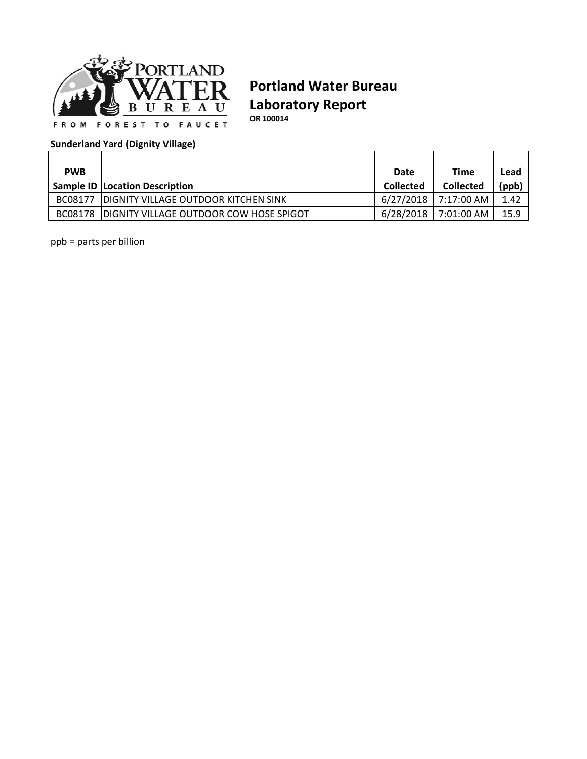# Portland Water Bureau

## Laboratory Report

**OR 100014**

**Sunderland Yard (Dignity Village)**

| PWB Sample ID | Location Description | Date Collected | Time Collected | Lead (ppb) |
|---|---|---|---|---|
| BC08177 | DIGNITY VILLAGE OUTDOOR KITCHEN SINK | 6/27/2018 | 7:17:00 AM | 1.42 |
| BC08178 | DIGNITY VILLAGE OUTDOOR COW HOSE SPIGOT | 6/28/2018 | 7:01:00 AM | 15.9 |

ppb = parts per billion